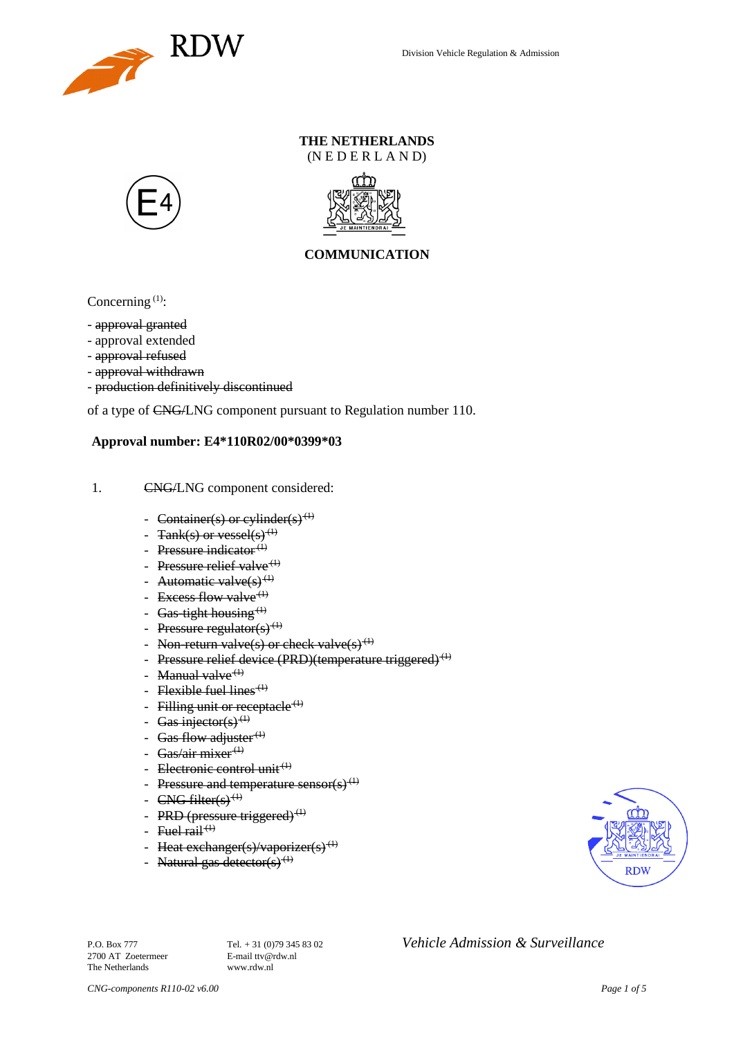# THE NETHERLANDS
(N E D E R L A N D)

E4

## COMMUNICATION

Concerning [(1)]:

- ~~approval granted~~
- approval extended
- ~~approval refused~~
- ~~approval withdrawn~~
- ~~production definitively discontinued~~

of a type of ~~CNG/~~LNG component pursuant to Regulation number 110.

**Approval number: E4*110R02/00*0399*03**

1. ~~CNG/~~LNG component considered:

   - ~~Container(s) or cylinder(s)~~ [(1)]
   - ~~Tank(s) or vessel(s)~~ [(1)]
   - ~~Pressure indicator~~ [(1)]
   - ~~Pressure relief valve~~ [(1)]
   - ~~Automatic valve(s)~~ [(1)]
   - ~~Excess flow valve~~ [(1)]
   - ~~Gas-tight housing~~ [(1)]
   - ~~Pressure regulator(s)~~ [(1)]
   - ~~Non-return valve(s) or check valve(s)~~ [(1)]
   - ~~Pressure relief device (PRD)(temperature triggered)~~ [(1)]
   - ~~Manual valve~~ [(1)]
   - ~~Flexible fuel lines~~ [(1)]
   - ~~Filling unit or receptacle~~ [(1)]
   - ~~Gas injector(s)~~ [(1)]
   - ~~Gas flow adjuster~~ [(1)]
   - ~~Gas/air mixer~~ [(1)]
   - ~~Electronic control unit~~ [(1)]
   - ~~Pressure and temperature sensor(s)~~ [(1)]
   - ~~CNG filter(s)~~ [(1)]
   - ~~PRD (pressure triggered)~~ [(1)]
   - ~~Fuel rail~~ [(1)]
   - ~~Heat exchanger(s)/vaporizer(s)~~ [(1)]
   - ~~Natural gas detector(s)~~ [(1)]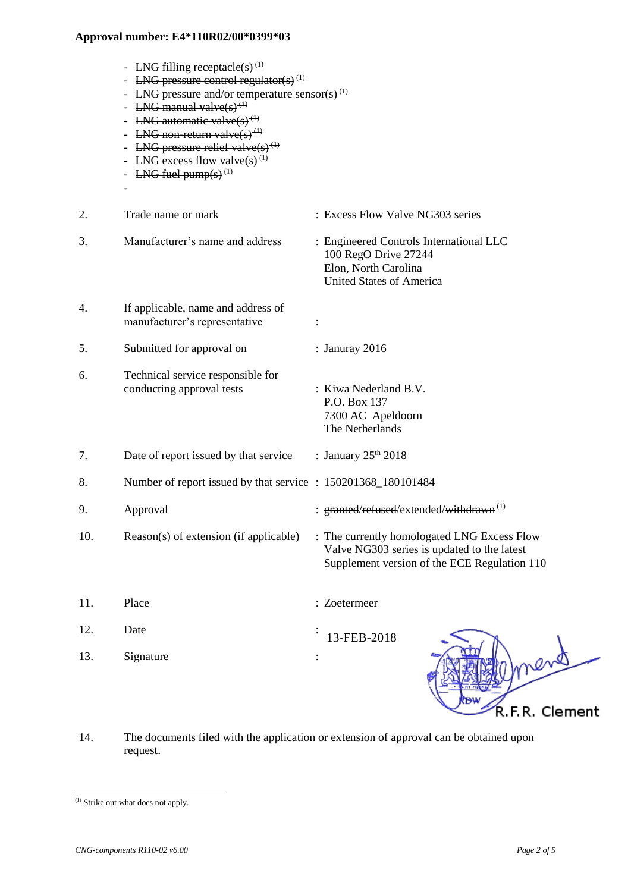**Approval number: E4*110R02/00*0399*03**

- ~~LNG filling receptacle(s)~~ [1]
- ~~LNG pressure control regulator(s)~~ [1]
- ~~LNG pressure and/or temperature sensor(s)~~ [1]
- ~~LNG manual valve(s)~~ [1]
- ~~LNG automatic valve(s)~~ [1]
- ~~LNG non-return valve(s)~~ [1]
- ~~LNG pressure relief valve(s)~~ [1]
- LNG excess flow valve(s) [1]
- ~~LNG fuel pump(s)~~ [1]
-

| | | |
|---|---|---|
| 2. | Trade name or mark | : Excess Flow Valve NG303 series |
| 3. | Manufacturer's name and address | : Engineered Controls International LLC<br>100 RegO Drive 27244<br>Elon, North Carolina<br>United States of America |
| 4. | If applicable, name and address of manufacturer's representative | : |
| 5. | Submitted for approval on | : Januray 2016 |
| 6. | Technical service responsible for conducting approval tests | : Kiwa Nederland B.V.<br>P.O. Box 137<br>7300 AC Apeldoorn<br>The Netherlands |
| 7. | Date of report issued by that service | : January 25th 2018 |
| 8. | Number of report issued by that service | : 150201368_180101484 |
| 9. | Approval | : ~~granted~~/~~refused~~/extended/~~withdrawn~~ [1] |
| 10. | Reason(s) of extension (if applicable) | : The currently homologated LNG Excess Flow Valve NG303 series is updated to the latest Supplement version of the ECE Regulation 110 |
| 11. | Place | : Zoetermeer |
| 12. | Date | : 13-FEB-2018 |
| 13. | Signature | : R.F.R. Clement |
| 14. | The documents filed with the application or extension of approval can be obtained upon request. | |

[1] Strike out what does not apply.

*CNG-components R110-02 v6.00*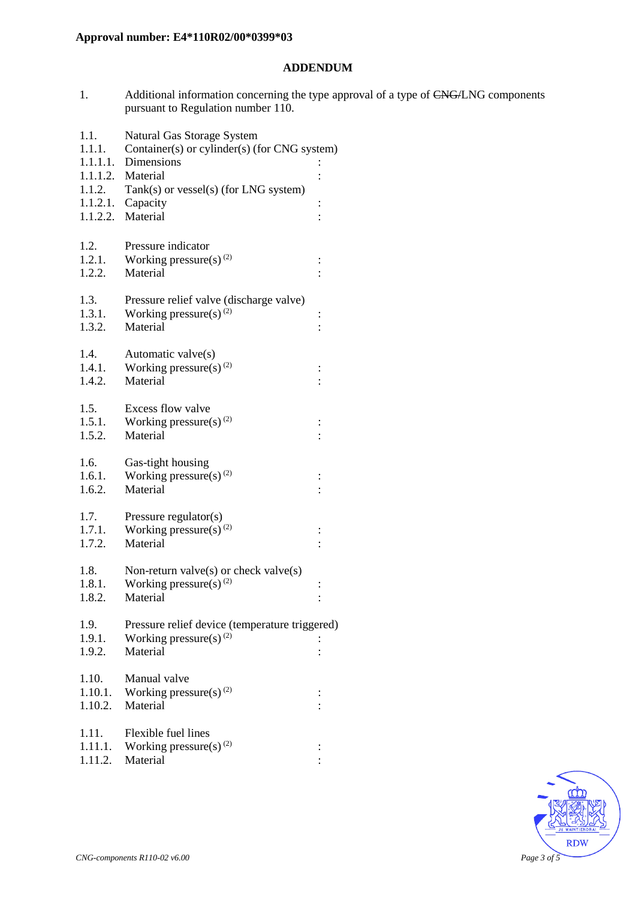**Approval number: E4*110R02/00*0399*03**

## ADDENDUM

1. Additional information concerning the type approval of a type of ~~CNG/~~LNG components pursuant to Regulation number 110.

1.1. Natural Gas Storage System
1.1.1. Container(s) or cylinder(s) (for CNG system)
1.1.1.1. Dimensions :
1.1.1.2. Material :
1.1.2. Tank(s) or vessel(s) (for LNG system)
1.1.2.1. Capacity :
1.1.2.2. Material :

1.2. Pressure indicator
1.2.1. Working pressure(s) [(2)] :
1.2.2. Material :

1.3. Pressure relief valve (discharge valve)
1.3.1. Working pressure(s) [(2)] :
1.3.2. Material :

1.4. Automatic valve(s)
1.4.1. Working pressure(s) [(2)] :
1.4.2. Material :

1.5. Excess flow valve
1.5.1. Working pressure(s) [(2)] :
1.5.2. Material :

1.6. Gas-tight housing
1.6.1. Working pressure(s) [(2)] :
1.6.2. Material :

1.7. Pressure regulator(s)
1.7.1. Working pressure(s) [(2)] :
1.7.2. Material :

1.8. Non-return valve(s) or check valve(s)
1.8.1. Working pressure(s) [(2)] :
1.8.2. Material :

1.9. Pressure relief device (temperature triggered)
1.9.1. Working pressure(s) [(2)] :
1.9.2. Material :

1.10. Manual valve
1.10.1. Working pressure(s) [(2)] :
1.10.2. Material :

1.11. Flexible fuel lines
1.11.1. Working pressure(s) [(2)] :
1.11.2. Material :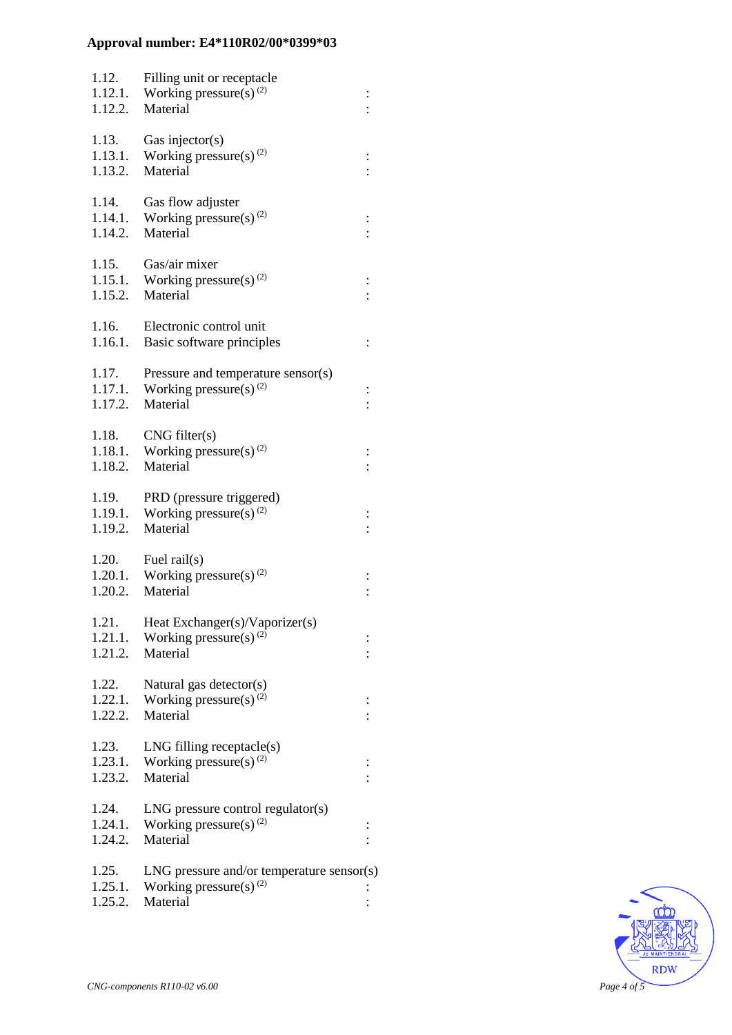**Approval number: E4*110R02/00*0399*03**

| | | |
|---|---|---|
| 1.12. | Filling unit or receptacle | |
| 1.12.1. | Working pressure(s) (2) | : |
| 1.12.2. | Material | : |
| | | |
| 1.13. | Gas injector(s) | |
| 1.13.1. | Working pressure(s) (2) | : |
| 1.13.2. | Material | : |
| | | |
| 1.14. | Gas flow adjuster | |
| 1.14.1. | Working pressure(s) (2) | : |
| 1.14.2. | Material | : |
| | | |
| 1.15. | Gas/air mixer | |
| 1.15.1. | Working pressure(s) (2) | : |
| 1.15.2. | Material | : |
| | | |
| 1.16. | Electronic control unit | |
| 1.16.1. | Basic software principles | : |
| | | |
| 1.17. | Pressure and temperature sensor(s) | |
| 1.17.1. | Working pressure(s) (2) | : |
| 1.17.2. | Material | : |
| | | |
| 1.18. | CNG filter(s) | |
| 1.18.1. | Working pressure(s) (2) | : |
| 1.18.2. | Material | : |
| | | |
| 1.19. | PRD (pressure triggered) | |
| 1.19.1. | Working pressure(s) (2) | : |
| 1.19.2. | Material | : |
| | | |
| 1.20. | Fuel rail(s) | |
| 1.20.1. | Working pressure(s) (2) | : |
| 1.20.2. | Material | : |
| | | |
| 1.21. | Heat Exchanger(s)/Vaporizer(s) | |
| 1.21.1. | Working pressure(s) (2) | : |
| 1.21.2. | Material | : |
| | | |
| 1.22. | Natural gas detector(s) | |
| 1.22.1. | Working pressure(s) (2) | : |
| 1.22.2. | Material | : |
| | | |
| 1.23. | LNG filling receptacle(s) | |
| 1.23.1. | Working pressure(s) (2) | : |
| 1.23.2. | Material | : |
| | | |
| 1.24. | LNG pressure control regulator(s) | |
| 1.24.1. | Working pressure(s) (2) | : |
| 1.24.2. | Material | : |
| | | |
| 1.25. | LNG pressure and/or temperature sensor(s) | |
| 1.25.1. | Working pressure(s) (2) | : |
| 1.25.2. | Material | : |

*CNG-components R110-02 v6.00*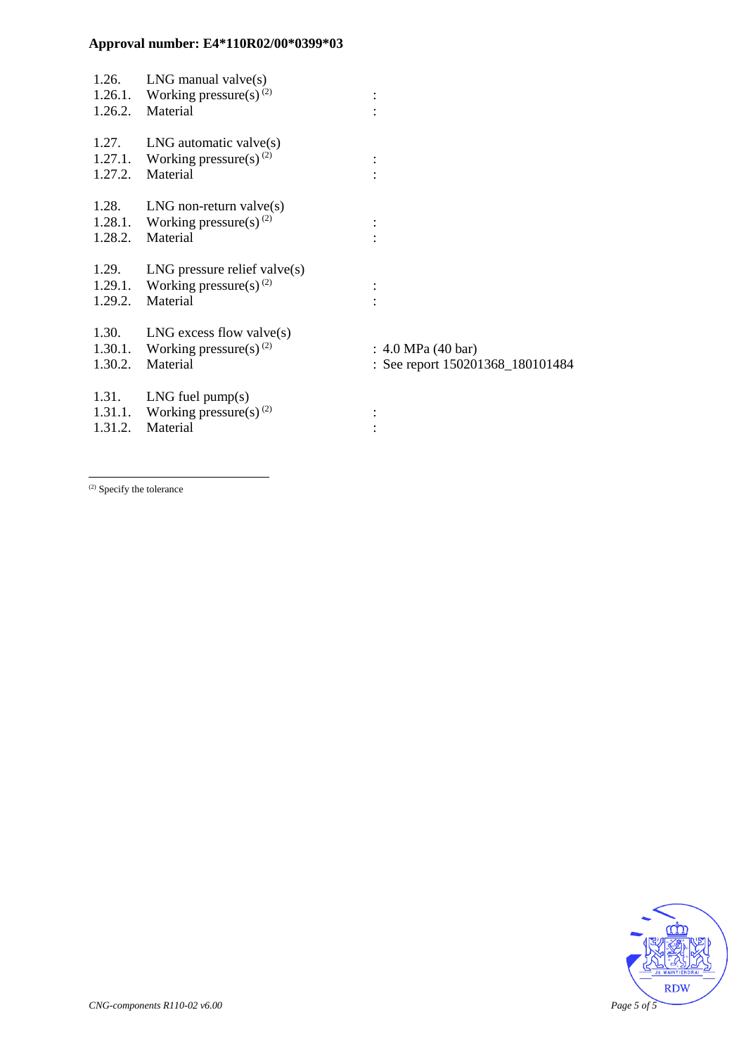**Approval number: E4*110R02/00*0399*03**

| | | |
|---|---|---|
| 1.26. | LNG manual valve(s) | |
| 1.26.1. | Working pressure(s) [(2)] | : |
| 1.26.2. | Material | : |
| | | |
| 1.27. | LNG automatic valve(s) | |
| 1.27.1. | Working pressure(s) [(2)] | : |
| 1.27.2. | Material | : |
| | | |
| 1.28. | LNG non-return valve(s) | |
| 1.28.1. | Working pressure(s) [(2)] | : |
| 1.28.2. | Material | : |
| | | |
| 1.29. | LNG pressure relief valve(s) | |
| 1.29.1. | Working pressure(s) [(2)] | : |
| 1.29.2. | Material | : |
| | | |
| 1.30. | LNG excess flow valve(s) | |
| 1.30.1. | Working pressure(s) [(2)] | : 4.0 MPa (40 bar) |
| 1.30.2. | Material | : See report 150201368_180101484 |
| | | |
| 1.31. | LNG fuel pump(s) | |
| 1.31.1. | Working pressure(s) [(2)] | : |
| 1.31.2. | Material | : |

---

[(2)] Specify the tolerance

JE MAINTIENDRAI

RDW